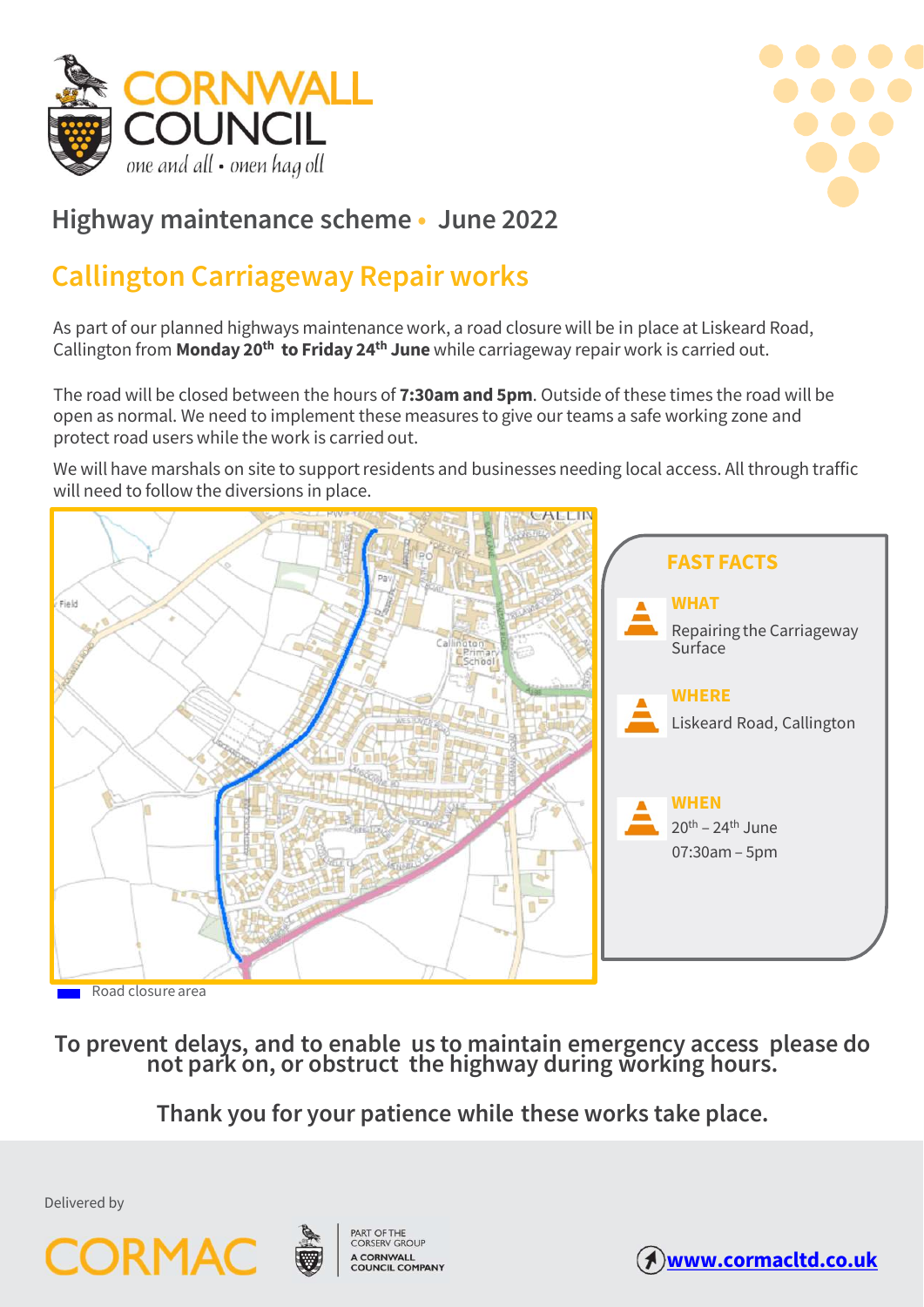CORNWALL COUNCIL

*one and all • onen hag oll*

## Highway maintenance scheme • June 2022

# Callington Carriageway Repair works

As part of our planned highways maintenance work, a road closure will be in place at Liskeard Road, Callington from **Monday 20th to Friday 24th June** while carriageway repair work is carried out.

The road will be closed between the hours of **7:30am and 5pm**. Outside of these times the road will be open as normal. We need to implement these measures to give our teams a safe working zone and protect road users while the work is carried out.

We will have marshals on site to support residents and businesses needing local access. All through traffic will need to follow the diversions in place.

Road closure area

### FAST FACTS

**WHAT**
Repairing the Carriageway Surface

**WHERE**
Liskeard Road, Callington

**WHEN**
20th – 24th June
07:30am – 5pm

**To prevent delays, and to enable us to maintain emergency access please do not park on, or obstruct the highway during working hours.**

**Thank you for your patience while these works take place.**

Delivered by

CORMAC

PART OF THE CORSERV GROUP
A CORNWALL COUNCIL COMPANY

www.cormacltd.co.uk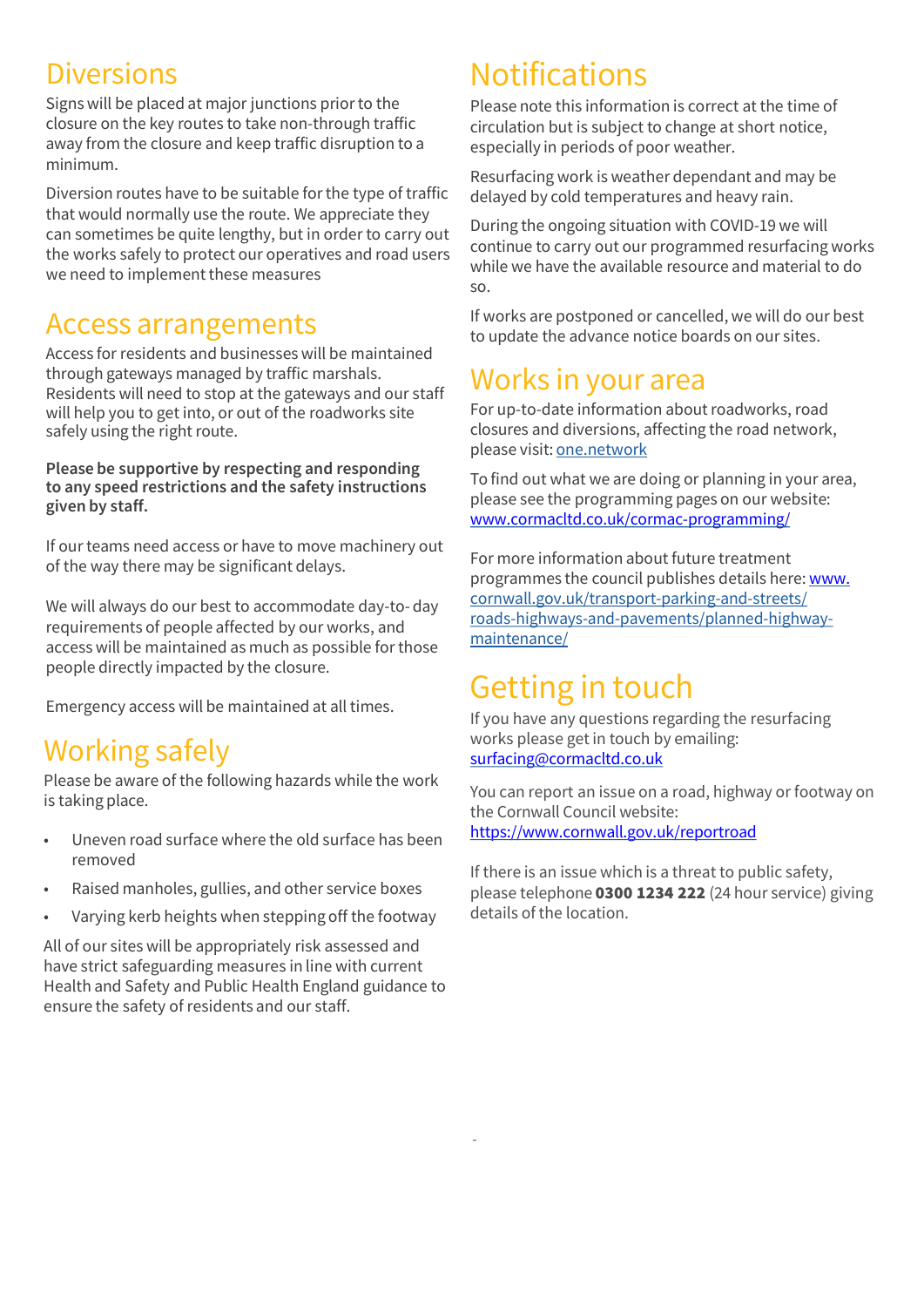## Diversions

Signs will be placed at major junctions prior to the closure on the key routes to take non-through traffic away from the closure and keep traffic disruption to a minimum.

Diversion routes have to be suitable for the type of traffic that would normally use the route. We appreciate they can sometimes be quite lengthy, but in order to carry out the works safely to protect our operatives and road users we need to implement these measures

## Access arrangements

Access for residents and businesses will be maintained through gateways managed by traffic marshals. Residents will need to stop at the gateways and our staff will help you to get into, or out of the roadworks site safely using the right route.

**Please be supportive by respecting and responding to any speed restrictions and the safety instructions given by staff.**

If our teams need access or have to move machinery out of the way there may be significant delays.

We will always do our best to accommodate day-to- day requirements of people affected by our works, and access will be maintained as much as possible for those people directly impacted by the closure.

Emergency access will be maintained at all times.

## Working safely

Please be aware of the following hazards while the work is taking place.

- Uneven road surface where the old surface has been removed
- Raised manholes, gullies, and other service boxes
- Varying kerb heights when stepping off the footway

All of our sites will be appropriately risk assessed and have strict safeguarding measures in line with current Health and Safety and Public Health England guidance to ensure the safety of residents and our staff.

## Notifications

Please note this information is correct at the time of circulation but is subject to change at short notice, especially in periods of poor weather.

Resurfacing work is weather dependant and may be delayed by cold temperatures and heavy rain.

During the ongoing situation with COVID-19 we will continue to carry out our programmed resurfacing works while we have the available resource and material to do so.

If works are postponed or cancelled, we will do our best to update the advance notice boards on our sites.

## Works in your area

For up-to-date information about roadworks, road closures and diversions, affecting the road network, please visit: one.network

To find out what we are doing or planning in your area, please see the programming pages on our website: www.cormacltd.co.uk/cormac-programming/

For more information about future treatment programmes the council publishes details here: www.cornwall.gov.uk/transport-parking-and-streets/roads-highways-and-pavements/planned-highway-maintenance/

## Getting in touch

If you have any questions regarding the resurfacing works please get in touch by emailing: surfacing@cormacltd.co.uk

You can report an issue on a road, highway or footway on the Cornwall Council website: https://www.cornwall.gov.uk/reportroad

If there is an issue which is a threat to public safety, please telephone **0300 1234 222** (24 hour service) giving details of the location.